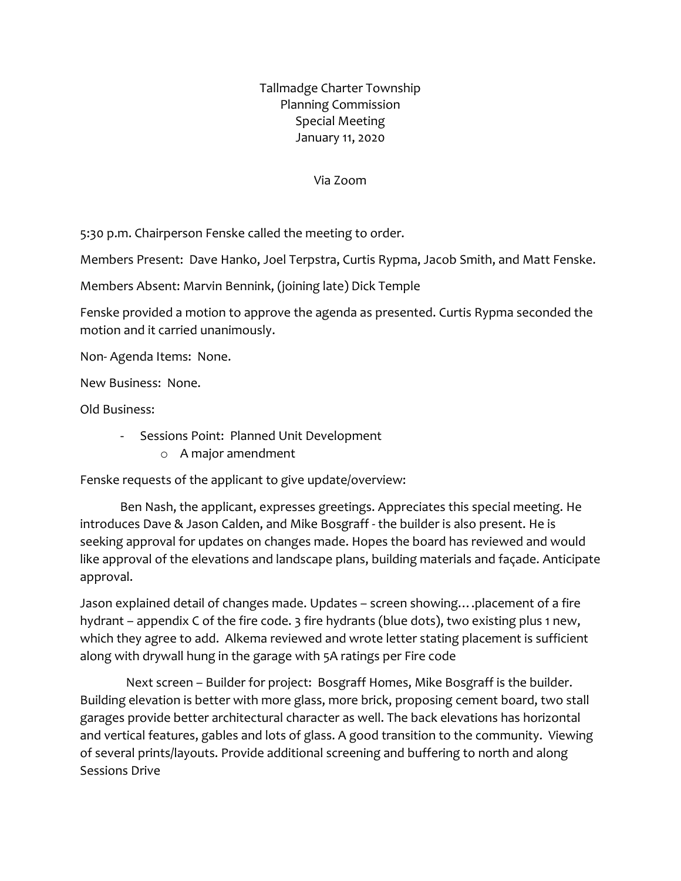Tallmadge Charter Township
Planning Commission
Special Meeting
January 11, 2020

Via Zoom

5:30 p.m. Chairperson Fenske called the meeting to order.

Members Present: Dave Hanko, Joel Terpstra, Curtis Rypma, Jacob Smith, and Matt Fenske.

Members Absent: Marvin Bennink, (joining late) Dick Temple

Fenske provided a motion to approve the agenda as presented. Curtis Rypma seconded the motion and it carried unanimously.

Non- Agenda Items: None.

New Business: None.

Old Business:

- Sessions Point: Planned Unit Development
    - A major amendment

Fenske requests of the applicant to give update/overview:

Ben Nash, the applicant, expresses greetings. Appreciates this special meeting. He introduces Dave & Jason Calden, and Mike Bosgraff - the builder is also present. He is seeking approval for updates on changes made. Hopes the board has reviewed and would like approval of the elevations and landscape plans, building materials and façade. Anticipate approval.

Jason explained detail of changes made. Updates – screen showing….placement of a fire hydrant – appendix C of the fire code. 3 fire hydrants (blue dots), two existing plus 1 new, which they agree to add. Alkema reviewed and wrote letter stating placement is sufficient along with drywall hung in the garage with 5A ratings per Fire code

Next screen – Builder for project: Bosgraff Homes, Mike Bosgraff is the builder. Building elevation is better with more glass, more brick, proposing cement board, two stall garages provide better architectural character as well. The back elevations has horizontal and vertical features, gables and lots of glass. A good transition to the community. Viewing of several prints/layouts. Provide additional screening and buffering to north and along Sessions Drive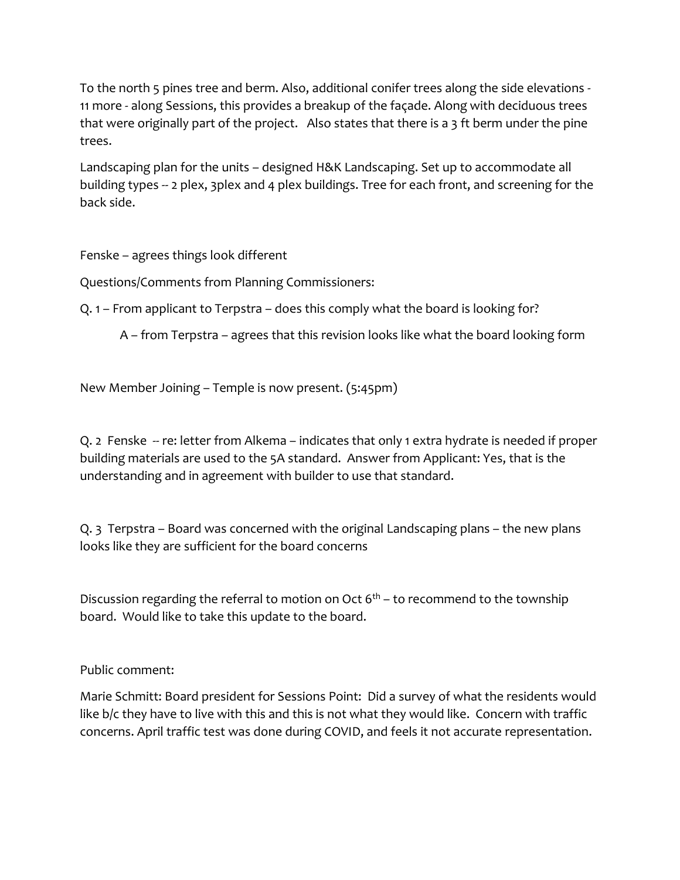To the north 5 pines tree and berm. Also, additional conifer trees along the side elevations - 11 more - along Sessions, this provides a breakup of the façade. Along with deciduous trees that were originally part of the project. Also states that there is a 3 ft berm under the pine trees.

Landscaping plan for the units – designed H&K Landscaping. Set up to accommodate all building types -- 2 plex, 3plex and 4 plex buildings. Tree for each front, and screening for the back side.

Fenske – agrees things look different

Questions/Comments from Planning Commissioners:

Q. 1 – From applicant to Terpstra – does this comply what the board is looking for?

A – from Terpstra – agrees that this revision looks like what the board looking form

New Member Joining – Temple is now present. (5:45pm)

Q. 2 Fenske -- re: letter from Alkema – indicates that only 1 extra hydrate is needed if proper building materials are used to the 5A standard. Answer from Applicant: Yes, that is the understanding and in agreement with builder to use that standard.

Q. 3 Terpstra – Board was concerned with the original Landscaping plans – the new plans looks like they are sufficient for the board concerns

Discussion regarding the referral to motion on Oct 6th – to recommend to the township board. Would like to take this update to the board.

Public comment:

Marie Schmitt: Board president for Sessions Point: Did a survey of what the residents would like b/c they have to live with this and this is not what they would like. Concern with traffic concerns. April traffic test was done during COVID, and feels it not accurate representation.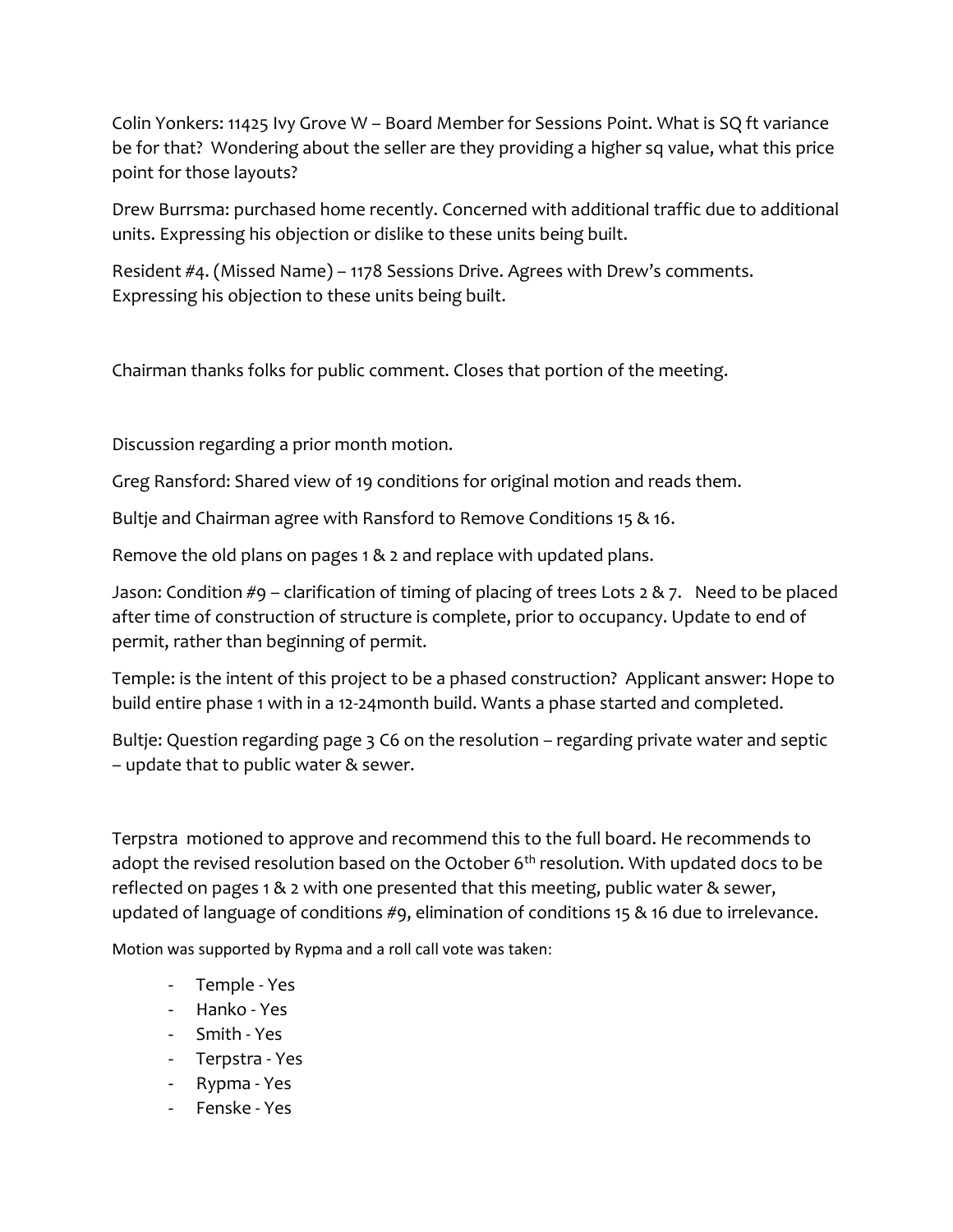Colin Yonkers: 11425 Ivy Grove W – Board Member for Sessions Point. What is SQ ft variance be for that? Wondering about the seller are they providing a higher sq value, what this price point for those layouts?

Drew Burrsma: purchased home recently. Concerned with additional traffic due to additional units. Expressing his objection or dislike to these units being built.

Resident #4. (Missed Name) – 1178 Sessions Drive. Agrees with Drew's comments. Expressing his objection to these units being built.

Chairman thanks folks for public comment. Closes that portion of the meeting.

Discussion regarding a prior month motion.

Greg Ransford: Shared view of 19 conditions for original motion and reads them.

Bultje and Chairman agree with Ransford to Remove Conditions 15 & 16.

Remove the old plans on pages 1 & 2 and replace with updated plans.

Jason: Condition #9 – clarification of timing of placing of trees Lots 2 & 7. Need to be placed after time of construction of structure is complete, prior to occupancy. Update to end of permit, rather than beginning of permit.

Temple: is the intent of this project to be a phased construction? Applicant answer: Hope to build entire phase 1 with in a 12-24month build. Wants a phase started and completed.

Bultje: Question regarding page 3 C6 on the resolution – regarding private water and septic – update that to public water & sewer.

Terpstra motioned to approve and recommend this to the full board. He recommends to adopt the revised resolution based on the October 6th resolution. With updated docs to be reflected on pages 1 & 2 with one presented that this meeting, public water & sewer, updated of language of conditions #9, elimination of conditions 15 & 16 due to irrelevance.

Motion was supported by Rypma and a roll call vote was taken:

- Temple - Yes
- Hanko - Yes
- Smith - Yes
- Terpstra - Yes
- Rypma - Yes
- Fenske - Yes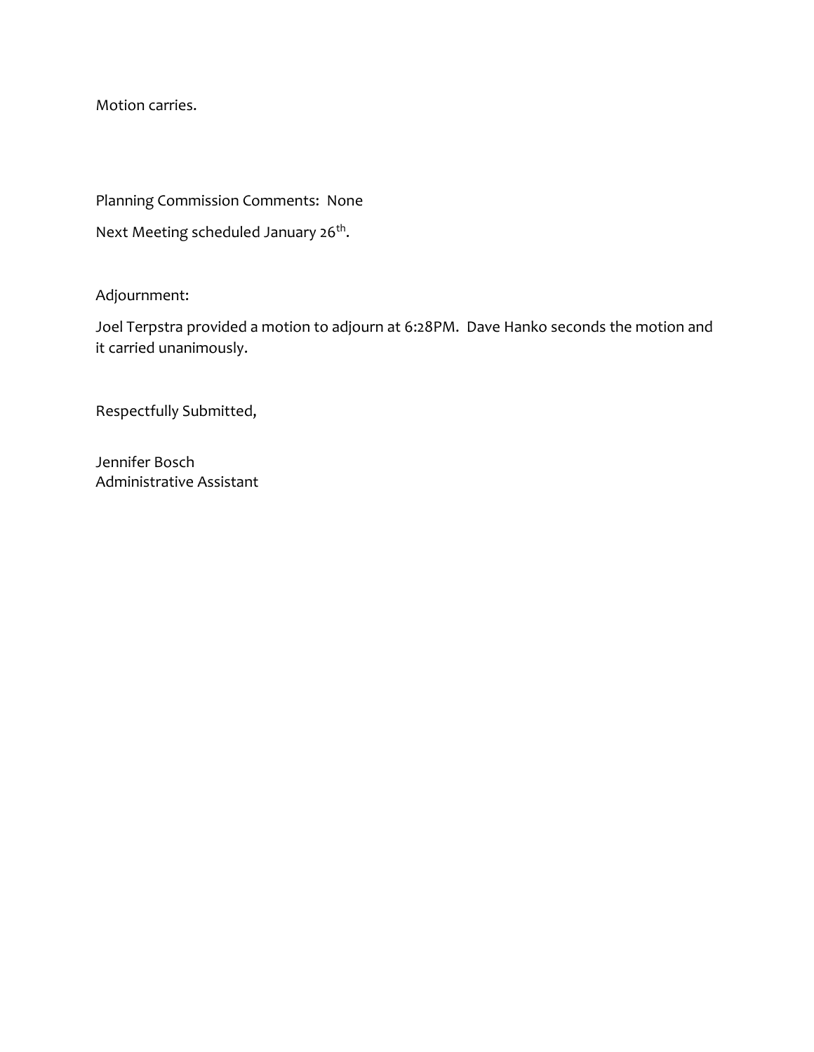Motion carries.

Planning Commission Comments: None

Next Meeting scheduled January 26th.

Adjournment:

Joel Terpstra provided a motion to adjourn at 6:28PM. Dave Hanko seconds the motion and it carried unanimously.

Respectfully Submitted,

Jennifer Bosch
Administrative Assistant